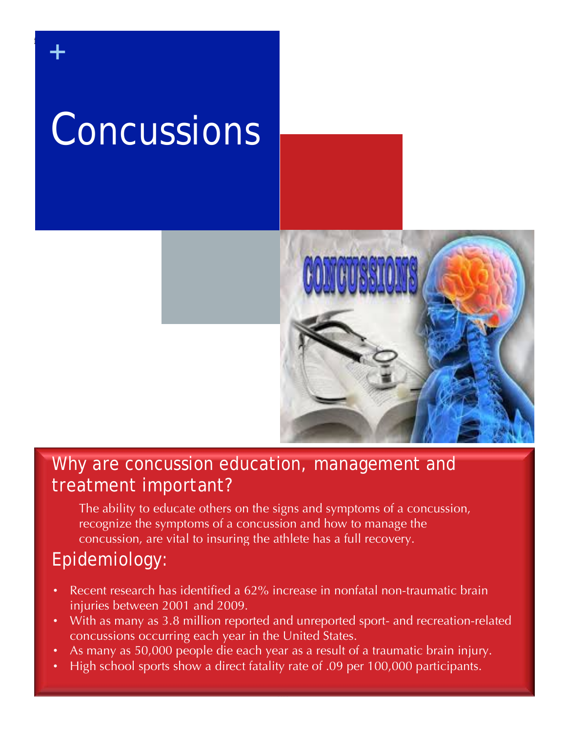# Concussions

## Why are concussion education, management and treatment important?

The ability to educate others on the signs and symptoms of a concussion, recognize the symptoms of a concussion and how to manage the concussion, are vital to insuring the athlete has a full recovery.

## Epidemiology:

- Recent research has identified a 62% increase in nonfatal non-traumatic brain injuries between 2001 and 2009.
- With as many as 3.8 million reported and unreported sport- and recreation-related concussions occurring each year in the United States.
- As many as 50,000 people die each year as a result of a traumatic brain injury.
- High school sports show a direct fatality rate of .09 per 100,000 participants.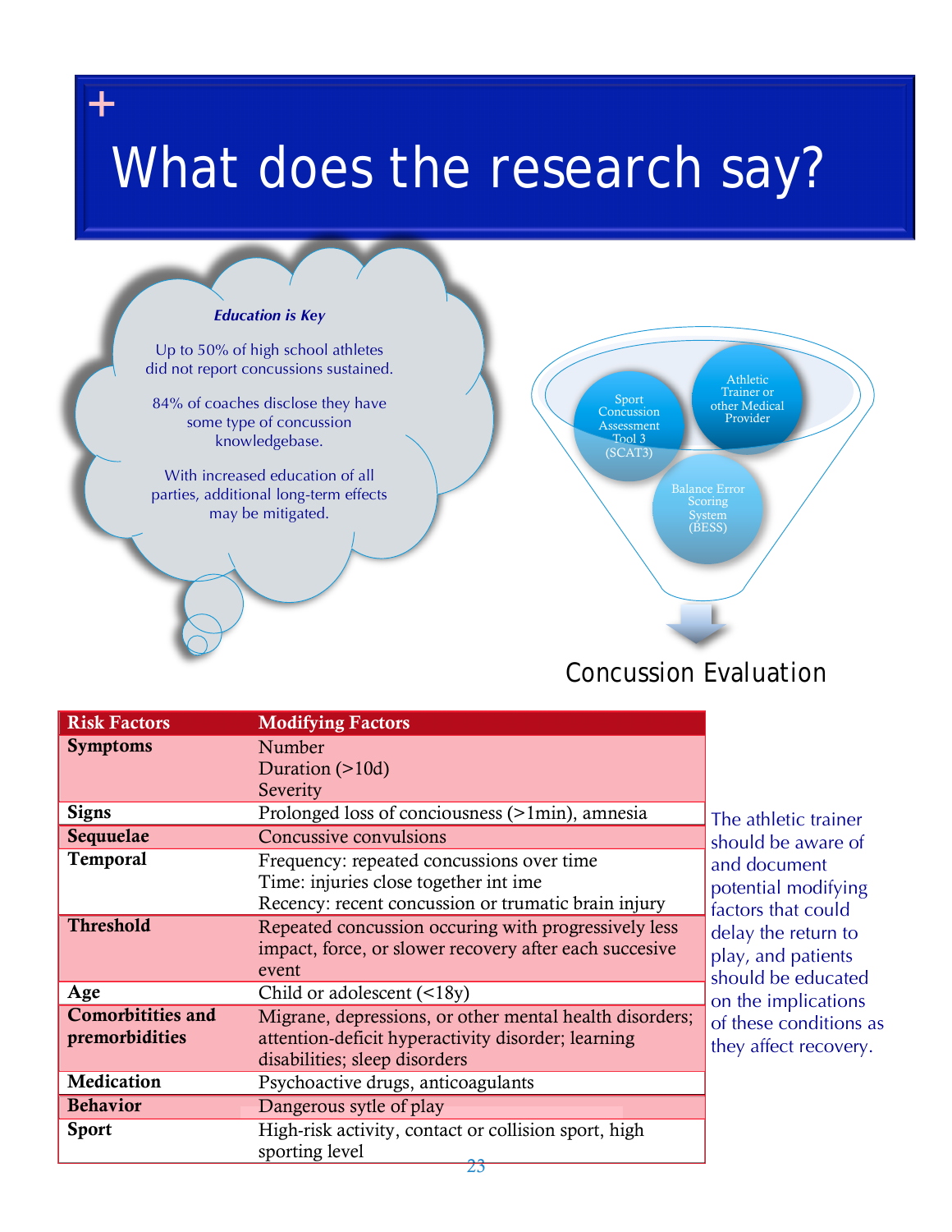# What does the research say?

***Education is Key***

Up to 50% of high school athletes did not report concussions sustained.

84% of coaches disclose they have some type of concussion knowledgebase.

With increased education of all parties, additional long-term effects may be mitigated.

Sport Concussion Assessment Tool 3 (SCAT3)

Athletic Trainer or other Medical Provider

Balance Error Scoring System (BESS)

Concussion Evaluation

| Risk Factors | Modifying Factors |
|---|---|
| **Symptoms** | Number<br>Duration (>10d)<br>Severity |
| **Signs** | Prolonged loss of conciousness (>1min), amnesia |
| **Sequuelae** | Concussive convulsions |
| **Temporal** | Frequency: repeated concussions over time<br>Time: injuries close together int ime<br>Recency: recent concussion or trumatic brain injury |
| **Threshold** | Repeated concussion occuring with progressively less impact, force, or slower recovery after each succesive event |
| **Age** | Child or adolescent (<18y) |
| **Comorbitities and premorbidities** | Migrane, depressions, or other mental health disorders; attention-deficit hyperactivity disorder; learning disabilities; sleep disorders |
| **Medication** | Psychoactive drugs, anticoagulants |
| **Behavior** | Dangerous sytle of play |
| **Sport** | High-risk activity, contact or collision sport, high sporting level |

The athletic trainer should be aware of and document potential modifying factors that could delay the return to play, and patients should be educated on the implications of these conditions as they affect recovery.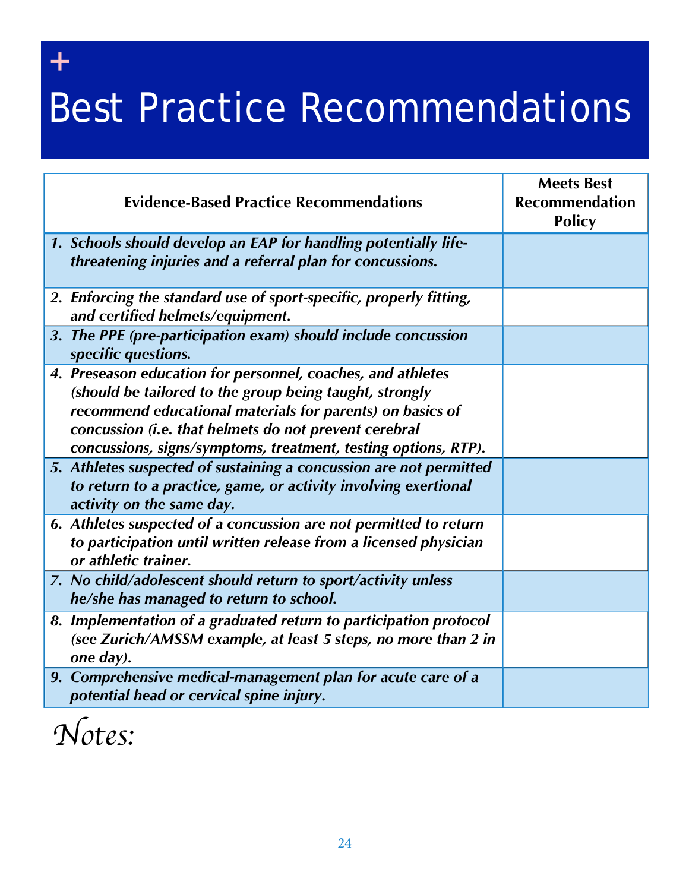# Best Practice Recommendations

| Evidence-Based Practice Recommendations | Meets Best Recommendation Policy |
|---|---|
| ***1. Schools should develop an EAP for handling potentially life-threatening injuries and a referral plan for concussions.*** | |
| ***2. Enforcing the standard use of sport-specific, properly fitting, and certified helmets/equipment.*** | |
| ***3. The PPE (pre-participation exam) should include concussion specific questions.*** | |
| ***4. Preseason education for personnel, coaches, and athletes (should be tailored to the group being taught, strongly recommend educational materials for parents) on basics of concussion (i.e. that helmets do not prevent cerebral concussions, signs/symptoms, treatment, testing options, RTP).*** | |
| ***5. Athletes suspected of sustaining a concussion are not permitted to return to a practice, game, or activity involving exertional activity on the same day.*** | |
| ***6. Athletes suspected of a concussion are not permitted to return to participation until written release from a licensed physician or athletic trainer.*** | |
| ***7. No child/adolescent should return to sport/activity unless he/she has managed to return to school.*** | |
| ***8. Implementation of a graduated return to participation protocol (see Zurich/AMSSM example, at least 5 steps, no more than 2 in one day).*** | |
| ***9. Comprehensive medical-management plan for acute care of a potential head or cervical spine injury.*** | |

*Notes:*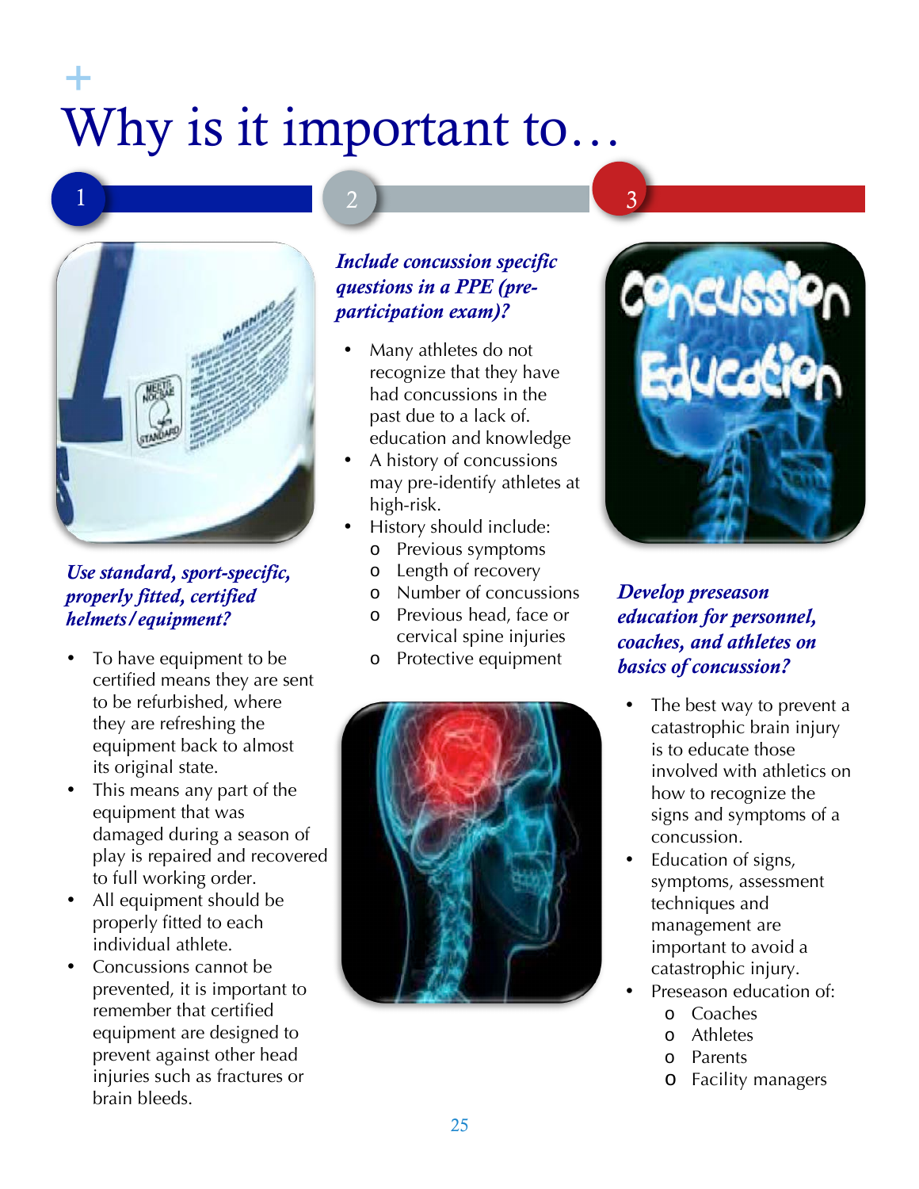# Why is it important to…

1

*Use standard, sport-specific, properly fitted, certified helmets/equipment?*

- To have equipment to be certified means they are sent to be refurbished, where they are refreshing the equipment back to almost its original state.
- This means any part of the equipment that was damaged during a season of play is repaired and recovered to full working order.
- All equipment should be properly fitted to each individual athlete.
- Concussions cannot be prevented, it is important to remember that certified equipment are designed to prevent against other head injuries such as fractures or brain bleeds.

2

*Include concussion specific questions in a PPE (pre-participation exam)?*

- Many athletes do not recognize that they have had concussions in the past due to a lack of. education and knowledge
- A history of concussions may pre-identify athletes at high-risk.
- History should include:
  - Previous symptoms
  - Length of recovery
  - Number of concussions
  - Previous head, face or cervical spine injuries
  - Protective equipment

3

*Develop preseason education for personnel, coaches, and athletes on basics of concussion?*

- The best way to prevent a catastrophic brain injury is to educate those involved with athletics on how to recognize the signs and symptoms of a concussion.
- Education of signs, symptoms, assessment techniques and management are important to avoid a catastrophic injury.
- Preseason education of:
  - Coaches
  - Athletes
  - Parents
  - Facility managers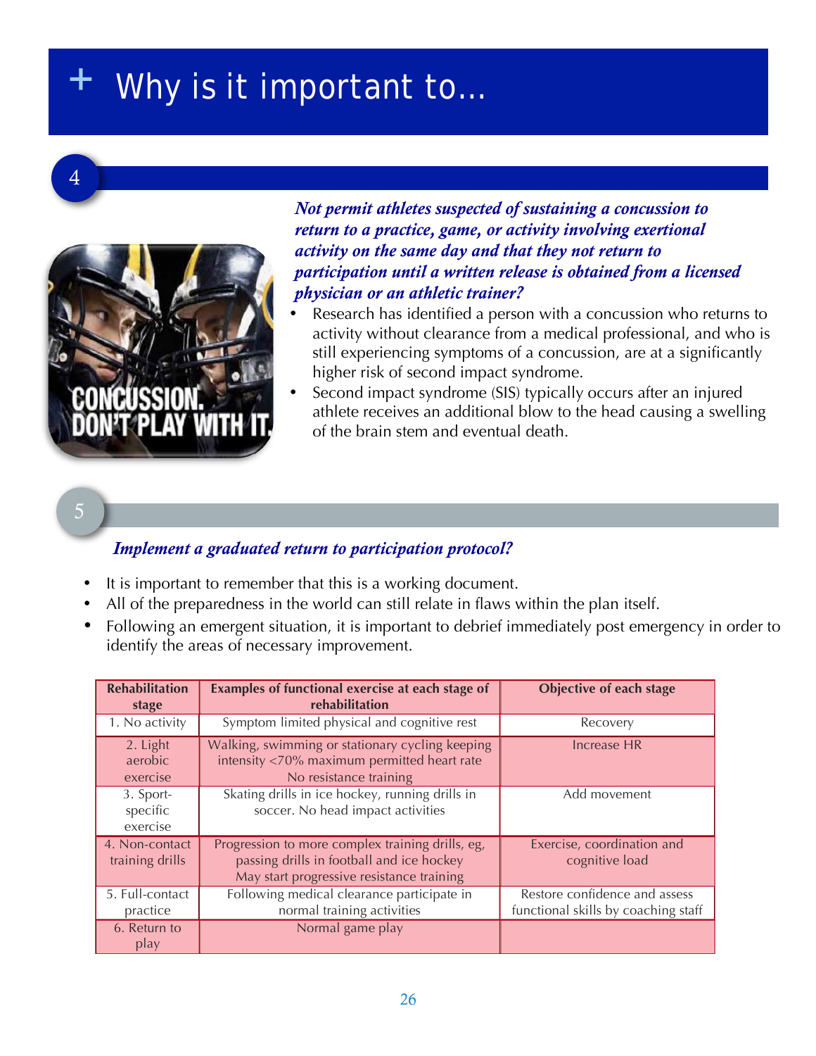# + Why is it important to...

## 4

***Not permit athletes suspected of sustaining a concussion to return to a practice, game, or activity involving exertional activity on the same day and that they not return to participation until a written release is obtained from a licensed physician or an athletic trainer?***

- Research has identified a person with a concussion who returns to activity without clearance from a medical professional, and who is still experiencing symptoms of a concussion, are at a significantly higher risk of second impact syndrome.
- Second impact syndrome (SIS) typically occurs after an injured athlete receives an additional blow to the head causing a swelling of the brain stem and eventual death.

## 5

***Implement a graduated return to participation protocol?***

- It is important to remember that this is a working document.
- All of the preparedness in the world can still relate in flaws within the plan itself.
- Following an emergent situation, it is important to debrief immediately post emergency in order to identify the areas of necessary improvement.

| Rehabilitation stage | Examples of functional exercise at each stage of rehabilitation | Objective of each stage |
| --- | --- | --- |
| 1. No activity | Symptom limited physical and cognitive rest | Recovery |
| 2. Light aerobic exercise | Walking, swimming or stationary cycling keeping intensity <70% maximum permitted heart rate<br>No resistance training | Increase HR |
| 3. Sport-specific exercise | Skating drills in ice hockey, running drills in soccer. No head impact activities | Add movement |
| 4. Non-contact training drills | Progression to more complex training drills, eg, passing drills in football and ice hockey<br>May start progressive resistance training | Exercise, coordination and cognitive load |
| 5. Full-contact practice | Following medical clearance participate in normal training activities | Restore confidence and assess functional skills by coaching staff |
| 6. Return to play | Normal game play | |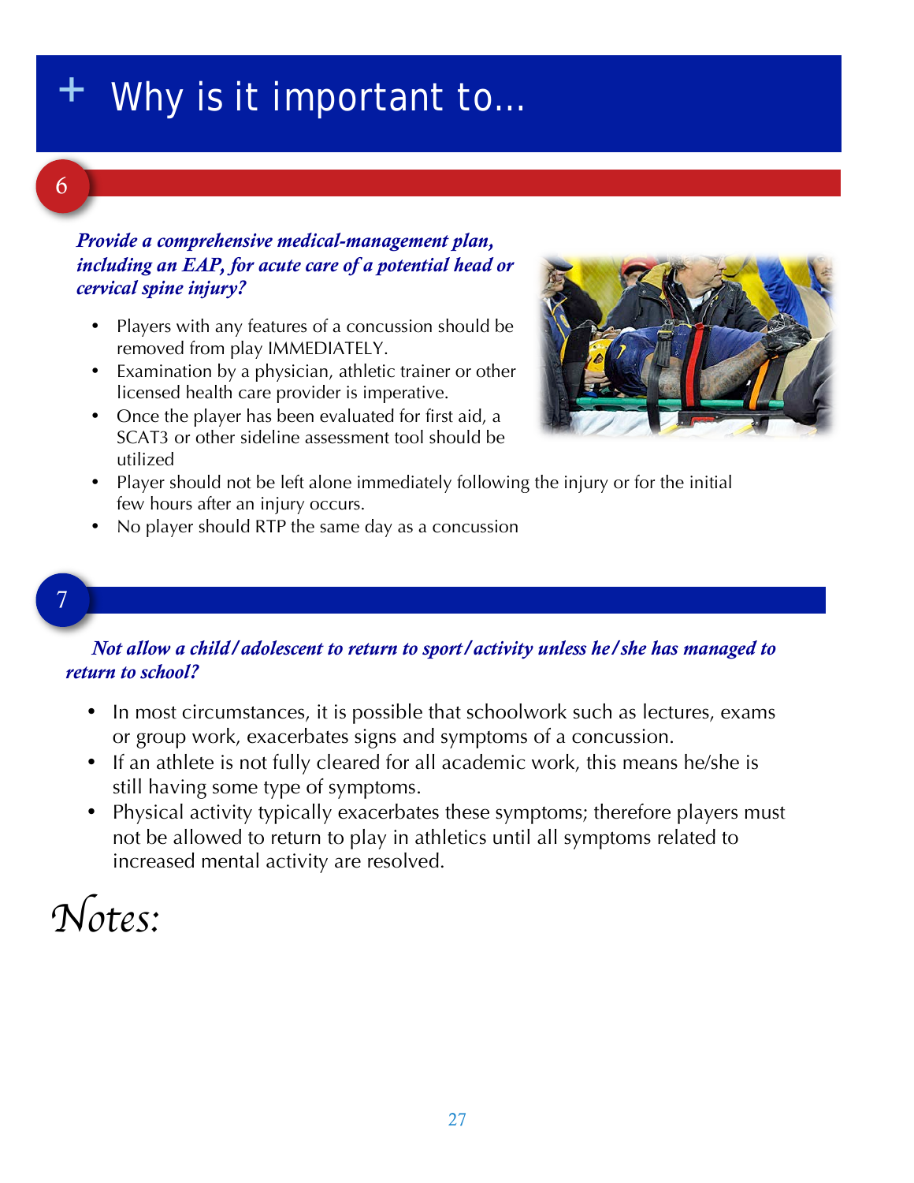# + Why is it important to…

## 6

***Provide a comprehensive medical-management plan, including an EAP, for acute care of a potential head or cervical spine injury?***

- Players with any features of a concussion should be removed from play IMMEDIATELY.
- Examination by a physician, athletic trainer or other licensed health care provider is imperative.
- Once the player has been evaluated for first aid, a SCAT3 or other sideline assessment tool should be utilized
- Player should not be left alone immediately following the injury or for the initial few hours after an injury occurs.
- No player should RTP the same day as a concussion

## 7

***Not allow a child/adolescent to return to sport/activity unless he/she has managed to return to school?***

- In most circumstances, it is possible that schoolwork such as lectures, exams or group work, exacerbates signs and symptoms of a concussion.
- If an athlete is not fully cleared for all academic work, this means he/she is still having some type of symptoms.
- Physical activity typically exacerbates these symptoms; therefore players must not be allowed to return to play in athletics until all symptoms related to increased mental activity are resolved.

*Notes:*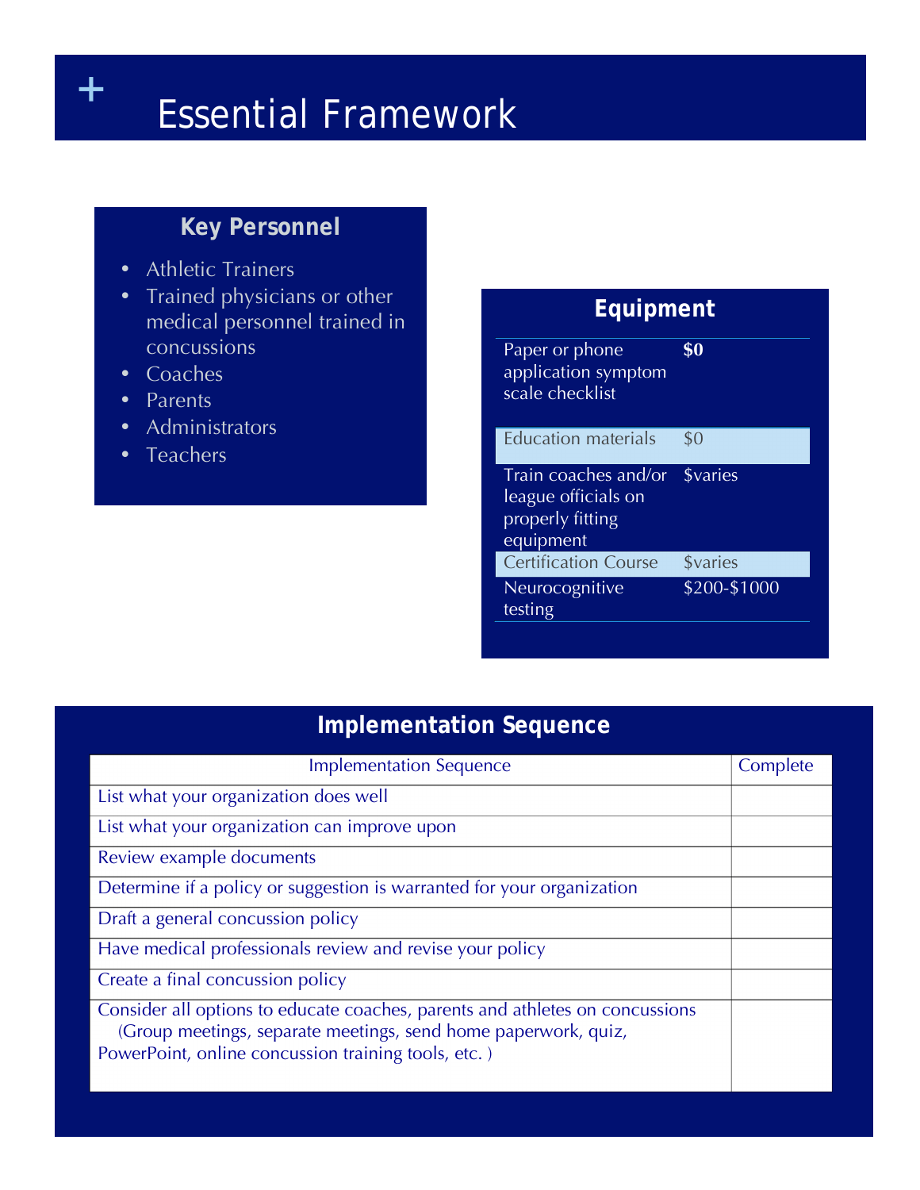# Essential Framework

## Key Personnel

- Athletic Trainers
- Trained physicians or other medical personnel trained in concussions
- Coaches
- Parents
- Administrators
- Teachers

## Equipment

| Item | Cost |
| --- | --- |
| Paper or phone application symptom scale checklist | **$0** |
| Education materials | $0 |
| Train coaches and/or league officials on properly fitting equipment | $varies |
| Certification Course | $varies |
| Neurocognitive testing | $200-$1000 |

## Implementation Sequence

| Implementation Sequence | Complete |
| --- | --- |
| List what your organization does well | |
| List what your organization can improve upon | |
| Review example documents | |
| Determine if a policy or suggestion is warranted for your organization | |
| Draft a general concussion policy | |
| Have medical professionals review and revise your policy | |
| Create a final concussion policy | |
| Consider all options to educate coaches, parents and athletes on concussions (Group meetings, separate meetings, send home paperwork, quiz, PowerPoint, online concussion training tools, etc. ) | |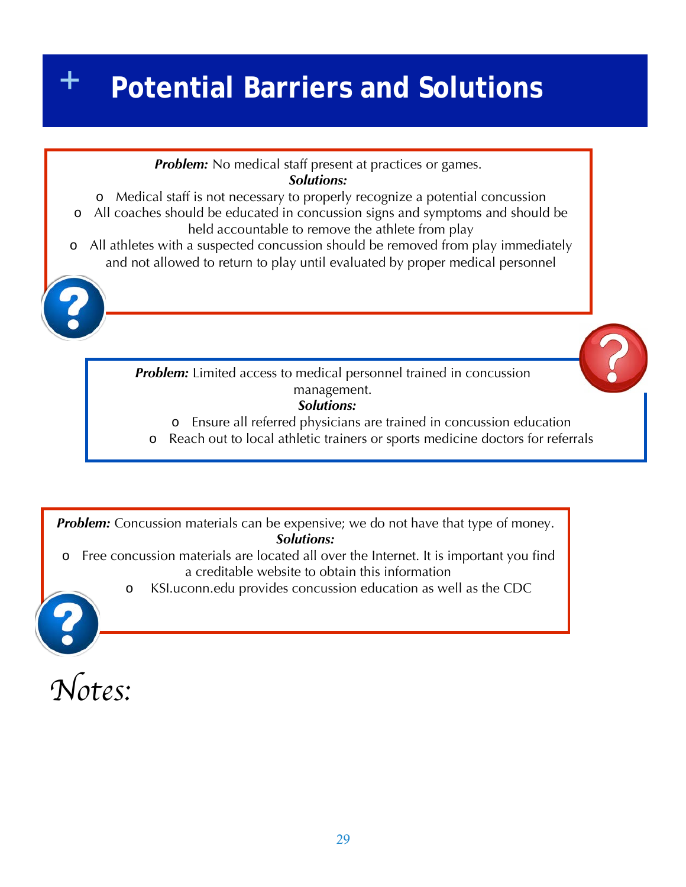# Potential Barriers and Solutions

***Problem:*** No medical staff present at practices or games.

***Solutions:***

- Medical staff is not necessary to properly recognize a potential concussion
- All coaches should be educated in concussion signs and symptoms and should be held accountable to remove the athlete from play
- All athletes with a suspected concussion should be removed from play immediately and not allowed to return to play until evaluated by proper medical personnel

***Problem:*** Limited access to medical personnel trained in concussion management.

***Solutions:***

- Ensure all referred physicians are trained in concussion education
- Reach out to local athletic trainers or sports medicine doctors for referrals

***Problem:*** Concussion materials can be expensive; we do not have that type of money.

***Solutions:***

- Free concussion materials are located all over the Internet. It is important you find a creditable website to obtain this information
  - KSI.uconn.edu provides concussion education as well as the CDC

*Notes:*